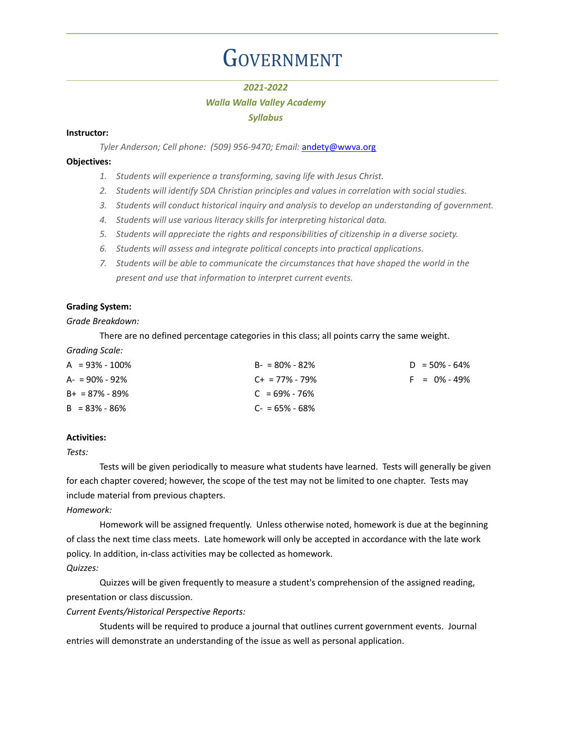# Government

***2021-2022***

***Walla Walla Valley Academy***

***Syllabus***

**Instructor:**

*Tyler Anderson; Cell phone: (509) 956-9470; Email:* andety@wwva.org

**Objectives:**

1. *Students will experience a transforming, saving life with Jesus Christ.*
2. *Students will identify SDA Christian principles and values in correlation with social studies.*
3. *Students will conduct historical inquiry and analysis to develop an understanding of government.*
4. *Students will use various literacy skills for interpreting historical data.*
5. *Students will appreciate the rights and responsibilities of citizenship in a diverse society.*
6. *Students will assess and integrate political concepts into practical applications.*
7. *Students will be able to communicate the circumstances that have shaped the world in the present and use that information to interpret current events.*

**Grading System:**

*Grade Breakdown:*

There are no defined percentage categories in this class; all points carry the same weight.

*Grading Scale:*

A = 93% - 100%
A- = 90% - 92%
B+ = 87% - 89%
B = 83% - 86%
B- = 80% - 82%
C+ = 77% - 79%
C = 69% - 76%
C- = 65% - 68%
D = 50% - 64%
F = 0% - 49%

**Activities:**

*Tests:*

Tests will be given periodically to measure what students have learned. Tests will generally be given for each chapter covered; however, the scope of the test may not be limited to one chapter. Tests may include material from previous chapters.

*Homework:*

Homework will be assigned frequently. Unless otherwise noted, homework is due at the beginning of class the next time class meets. Late homework will only be accepted in accordance with the late work policy. In addition, in-class activities may be collected as homework.

*Quizzes:*

Quizzes will be given frequently to measure a student's comprehension of the assigned reading, presentation or class discussion.

*Current Events/Historical Perspective Reports:*

Students will be required to produce a journal that outlines current government events. Journal entries will demonstrate an understanding of the issue as well as personal application.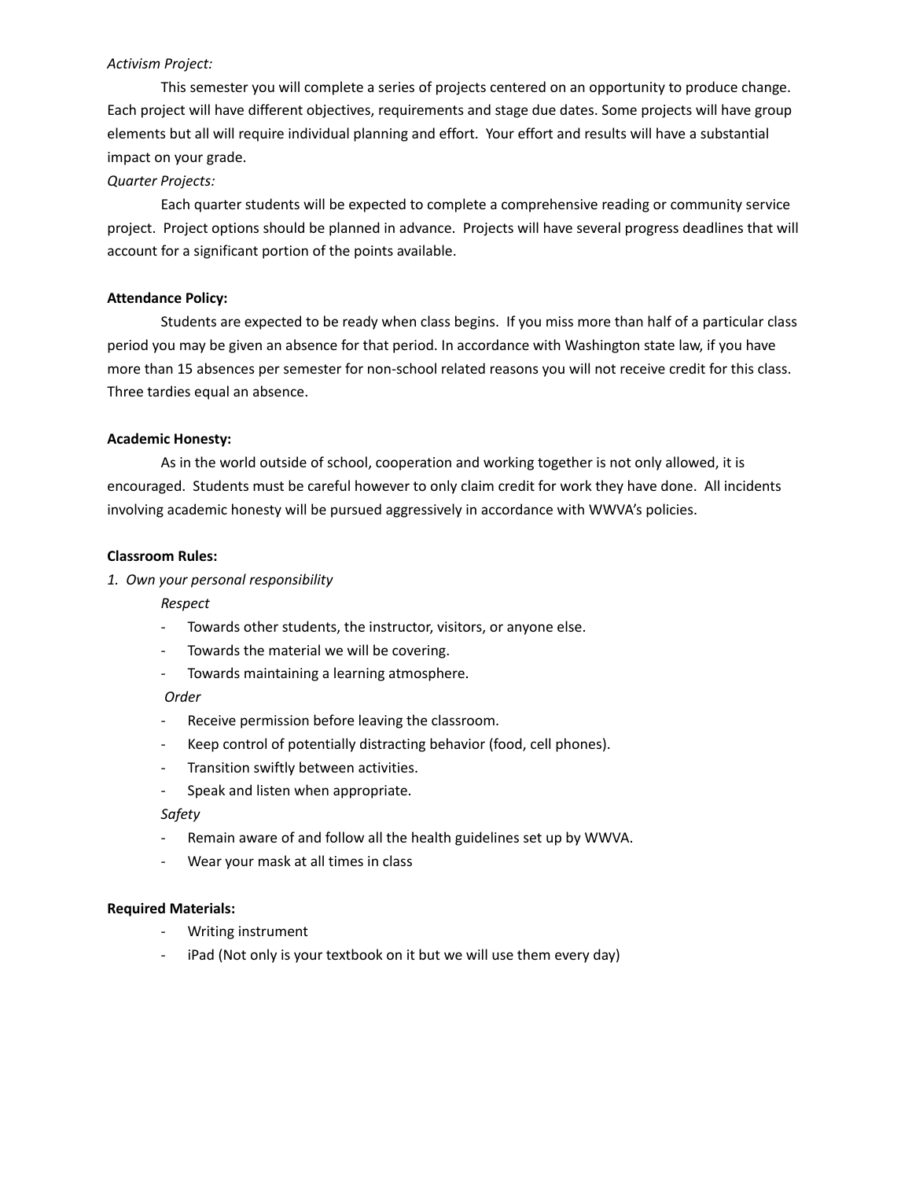*Activism Project:*

This semester you will complete a series of projects centered on an opportunity to produce change. Each project will have different objectives, requirements and stage due dates. Some projects will have group elements but all will require individual planning and effort. Your effort and results will have a substantial impact on your grade.

*Quarter Projects:*

Each quarter students will be expected to complete a comprehensive reading or community service project. Project options should be planned in advance. Projects will have several progress deadlines that will account for a significant portion of the points available.

**Attendance Policy:**

Students are expected to be ready when class begins. If you miss more than half of a particular class period you may be given an absence for that period. In accordance with Washington state law, if you have more than 15 absences per semester for non-school related reasons you will not receive credit for this class. Three tardies equal an absence.

**Academic Honesty:**

As in the world outside of school, cooperation and working together is not only allowed, it is encouraged. Students must be careful however to only claim credit for work they have done. All incidents involving academic honesty will be pursued aggressively in accordance with WWVA's policies.

**Classroom Rules:**

*1. Own your personal responsibility*

*Respect*

- Towards other students, the instructor, visitors, or anyone else.
- Towards the material we will be covering.
- Towards maintaining a learning atmosphere.

*Order*

- Receive permission before leaving the classroom.
- Keep control of potentially distracting behavior (food, cell phones).
- Transition swiftly between activities.
- Speak and listen when appropriate.

*Safety*

- Remain aware of and follow all the health guidelines set up by WWVA.
- Wear your mask at all times in class

**Required Materials:**

- Writing instrument
- iPad (Not only is your textbook on it but we will use them every day)